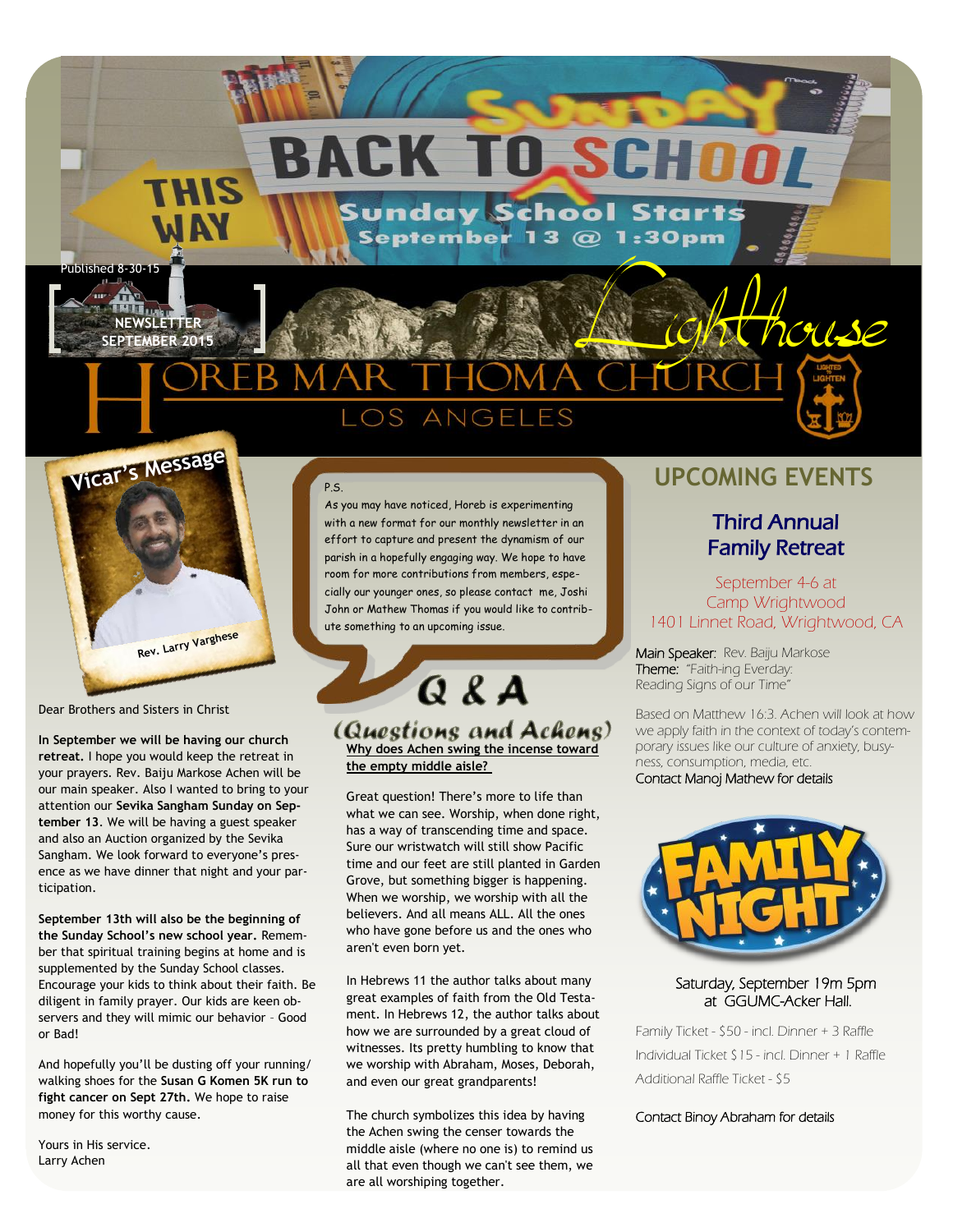# SUNDAY BACK TO SCHOOL

THIS WAY

Sunday School Starts September 13 @ 1:30pm

Published 8-30-15

NEWSLETTER SEPTEMBER 2015

# Lighthouse

# HOREB MAR THOMA CHURCH

LOS ANGELES

LIGHTED TO LIGHTEN

## Vicar's Message

Rev. Larry Varghese

Dear Brothers and Sisters in Christ

**In September we will be having our church retreat.** I hope you would keep the retreat in your prayers. Rev. Baiju Markose Achen will be our main speaker. Also I wanted to bring to your attention our **Sevika Sangham Sunday on September 13**. We will be having a guest speaker and also an Auction organized by the Sevika Sangham. We look forward to everyone's presence as we have dinner that night and your participation.

**September 13th will also be the beginning of the Sunday School's new school year.** Remember that spiritual training begins at home and is supplemented by the Sunday School classes. Encourage your kids to think about their faith. Be diligent in family prayer. Our kids are keen observers and they will mimic our behavior – Good or Bad!

And hopefully you'll be dusting off your running/walking shoes for the **Susan G Komen 5K run to fight cancer on Sept 27th.** We hope to raise money for this worthy cause.

Yours in His service.
Larry Achen

P.S.
*As you may have noticed, Horeb is experimenting with a new format for our monthly newsletter in an effort to capture and present the dynamism of our parish in a hopefully engaging way. We hope to have room for more contributions from members, especially our younger ones, so please contact me, Joshi John or Mathew Thomas if you would like to contribute something to an upcoming issue.*

## Q & A

### (Questions and Achens)

<u>Why does Achen swing the incense toward the empty middle aisle?</u>

Great question! There's more to life than what we can see. Worship, when done right, has a way of transcending time and space. Sure our wristwatch will still show Pacific time and our feet are still planted in Garden Grove, but something bigger is happening. When we worship, we worship with all the believers. And all means ALL. All the ones who have gone before us and the ones who aren't even born yet.

In Hebrews 11 the author talks about many great examples of faith from the Old Testament. In Hebrews 12, the author talks about how we are surrounded by a great cloud of witnesses. Its pretty humbling to know that we worship with Abraham, Moses, Deborah, and even our great grandparents!

The church symbolizes this idea by having the Achen swing the censer towards the middle aisle (where no one is) to remind us all that even though we can't see them, we are all worshiping together.

## UPCOMING EVENTS

### Third Annual Family Retreat

September 4-6 at Camp Wrightwood
1401 Linnet Road, Wrightwood, CA

Main Speaker: Rev. Baiju Markose
Theme: *"Faith-ing Everday: Reading Signs of our Time"*

Based on Matthew 16:3. Achen will look at how we apply faith in the context of today's contemporary issues like our culture of anxiety, busyness, consumption, media, etc.
Contact Manoj Mathew for details

### FAMILY NIGHT

Saturday, September 19m 5pm at GGUMC-Acker Hall.

Family Ticket - $50 - incl. Dinner + 3 Raffle
Individual Ticket $15 - incl. Dinner + 1 Raffle
Additional Raffle Ticket - $5

Contact Binoy Abraham for details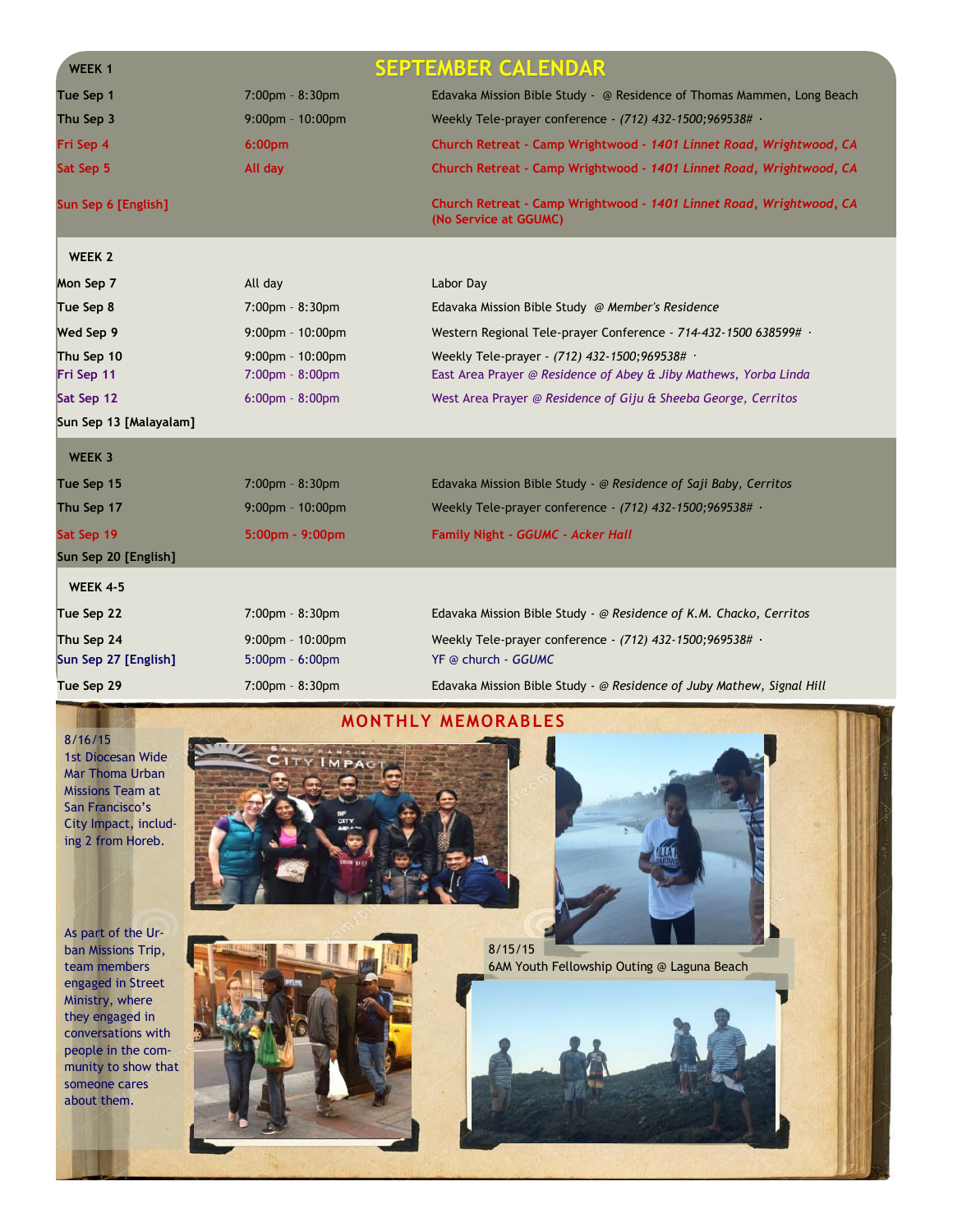# SEPTEMBER CALENDAR

| | | |
|---|---|---|
| **WEEK 1** | | |
| **Tue Sep 1** | 7:00pm – 8:30pm | Edavaka Mission Bible Study - @ Residence of Thomas Mammen, Long Beach |
| **Thu Sep 3** | 9:00pm – 10:00pm | Weekly Tele-prayer conference - *(712) 432-1500;969538#* · |
| **Fri Sep 4** | **6:00pm** | **Church Retreat - Camp Wrightwood - *1401 Linnet Road, Wrightwood, CA*** |
| **Sat Sep 5** | **All day** | **Church Retreat - Camp Wrightwood - *1401 Linnet Road, Wrightwood, CA*** |
| **Sun Sep 6 [English]** | | **Church Retreat - Camp Wrightwood - *1401 Linnet Road, Wrightwood, CA* (No Service at GGUMC)** |
| **WEEK 2** | | |
| **Mon Sep 7** | All day | Labor Day |
| **Tue Sep 8** | 7:00pm – 8:30pm | Edavaka Mission Bible Study *@ Member's Residence* |
| **Wed Sep 9** | 9:00pm – 10:00pm | Western Regional Tele-prayer Conference - *714-432-1500 638599#* · |
| **Thu Sep 10** | 9:00pm – 10:00pm | Weekly Tele-prayer - *(712) 432-1500;969538#* · |
| **Fri Sep 11** | 7:00pm – 8:00pm | East Area Prayer *@ Residence of Abey & Jiby Mathews, Yorba Linda* |
| **Sat Sep 12** | 6:00pm – 8:00pm | West Area Prayer *@ Residence of Giju & Sheeba George, Cerritos* |
| **Sun Sep 13 [Malayalam]** | | |
| **WEEK 3** | | |
| **Tue Sep 15** | 7:00pm – 8:30pm | Edavaka Mission Bible Study - *@ Residence of Saji Baby, Cerritos* |
| **Thu Sep 17** | 9:00pm – 10:00pm | Weekly Tele-prayer conference - *(712) 432-1500;969538#* · |
| **Sat Sep 19** | **5:00pm – 9:00pm** | **Family Night - *GGUMC - Acker Hall*** |
| **Sun Sep 20 [English]** | | |
| **WEEK 4-5** | | |
| **Tue Sep 22** | 7:00pm – 8:30pm | Edavaka Mission Bible Study - *@ Residence of K.M. Chacko, Cerritos* |
| **Thu Sep 24** | 9:00pm – 10:00pm | Weekly Tele-prayer conference - *(712) 432-1500;969538#* · |
| **Sun Sep 27 [English]** | 5:00pm – 6:00pm | YF @ church - *GGUMC* |
| **Tue Sep 29** | 7:00pm – 8:30pm | Edavaka Mission Bible Study - *@ Residence of Juby Mathew, Signal Hill* |

## MONTHLY MEMORABLES

8/16/15
1st Diocesan Wide Mar Thoma Urban Missions Team at San Francisco's City Impact, including 2 from Horeb.

As part of the Urban Missions Trip, team members engaged in Street Ministry, where they engaged in conversations with people in the community to show that someone cares about them.

8/15/15
6AM Youth Fellowship Outing @ Laguna Beach